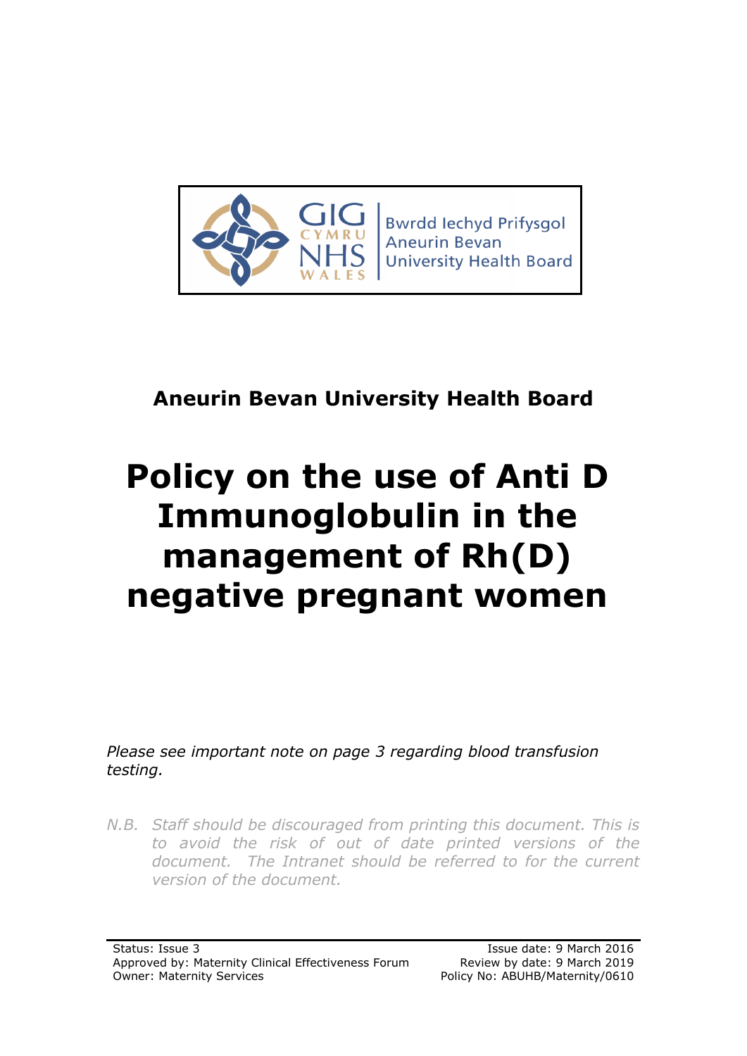Bwrdd Iechyd Prifysgol Aneurin Bevan University Health Board

**Aneurin Bevan University Health Board**

# Policy on the use of Anti D Immunoglobulin in the management of Rh(D) negative pregnant women

*Please see important note on page 3 regarding blood transfusion testing.*

*N.B. Staff should be discouraged from printing this document. This is to avoid the risk of out of date printed versions of the document. The Intranet should be referred to for the current version of the document.*

Status: Issue 3
Approved by: Maternity Clinical Effectiveness Forum
Owner: Maternity Services

Issue date: 9 March 2016
Review by date: 9 March 2019
Policy No: ABUHB/Maternity/0610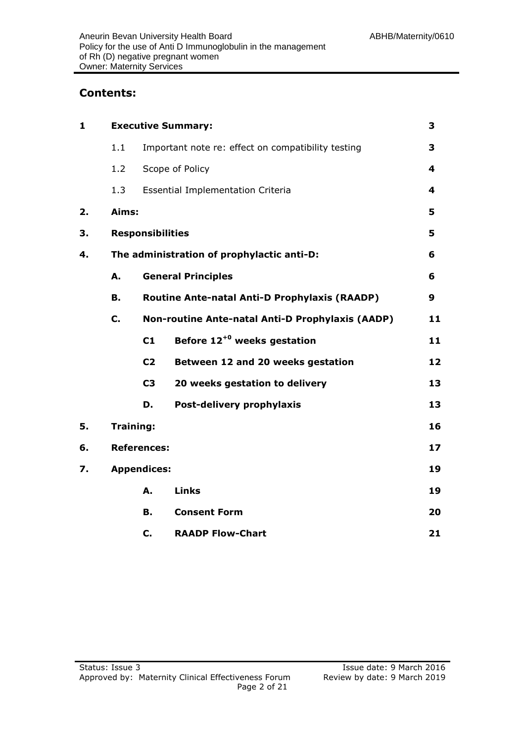## Contents:

| | | | | |
|---|---|---|---|---|
| **1** | **Executive Summary:** | | | **3** |
| | 1.1 | Important note re: effect on compatibility testing | | **3** |
| | 1.2 | Scope of Policy | | **4** |
| | 1.3 | Essential Implementation Criteria | | **4** |
| **2.** | **Aims:** | | | **5** |
| **3.** | **Responsibilities** | | | **5** |
| **4.** | **The administration of prophylactic anti-D:** | | | **6** |
| | **A.** | **General Principles** | | **6** |
| | **B.** | **Routine Ante-natal Anti-D Prophylaxis (RAADP)** | | **9** |
| | **C.** | **Non-routine Ante-natal Anti-D Prophylaxis (AADP)** | | **11** |
| | | **C1** | **Before $12^{+0}$ weeks gestation** | **11** |
| | | **C2** | **Between 12 and 20 weeks gestation** | **12** |
| | | **C3** | **20 weeks gestation to delivery** | **13** |
| | | **D.** | **Post-delivery prophylaxis** | **13** |
| **5.** | **Training:** | | | **16** |
| **6.** | **References:** | | | **17** |
| **7.** | **Appendices:** | | | **19** |
| | | **A.** | **Links** | **19** |
| | | **B.** | **Consent Form** | **20** |
| | | **C.** | **RAADP Flow-Chart** | **21** |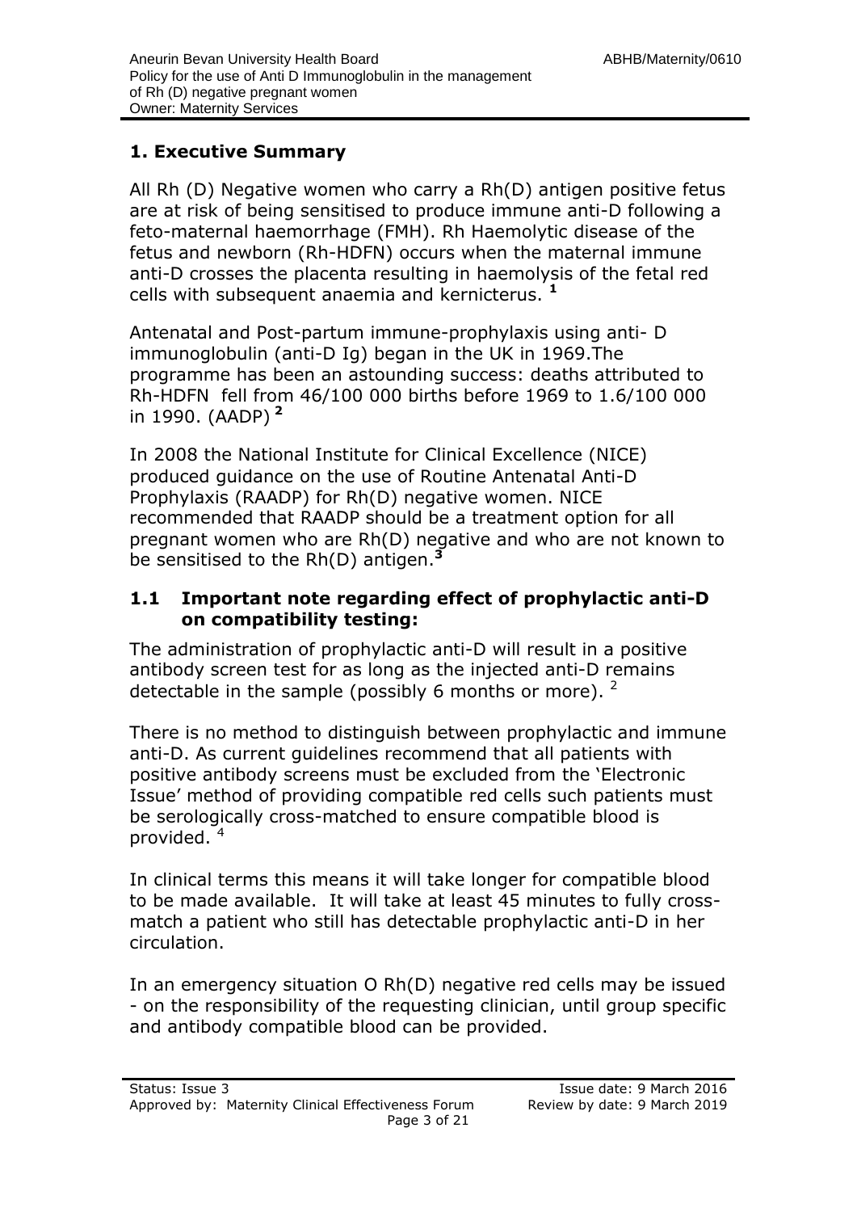## 1. Executive Summary

All Rh (D) Negative women who carry a Rh(D) antigen positive fetus are at risk of being sensitised to produce immune anti-D following a feto-maternal haemorrhage (FMH). Rh Haemolytic disease of the fetus and newborn (Rh-HDFN) occurs when the maternal immune anti-D crosses the placenta resulting in haemolysis of the fetal red cells with subsequent anaemia and kernicterus. [1]

Antenatal and Post-partum immune-prophylaxis using anti- D immunoglobulin (anti-D Ig) began in the UK in 1969.The programme has been an astounding success: deaths attributed to Rh-HDFN fell from 46/100 000 births before 1969 to 1.6/100 000 in 1990. (AADP) [2]

In 2008 the National Institute for Clinical Excellence (NICE) produced guidance on the use of Routine Antenatal Anti-D Prophylaxis (RAADP) for Rh(D) negative women. NICE recommended that RAADP should be a treatment option for all pregnant women who are Rh(D) negative and who are not known to be sensitised to the Rh(D) antigen.[3]

### 1.1 Important note regarding effect of prophylactic anti-D on compatibility testing:

The administration of prophylactic anti-D will result in a positive antibody screen test for as long as the injected anti-D remains detectable in the sample (possibly 6 months or more). [2]

There is no method to distinguish between prophylactic and immune anti-D. As current guidelines recommend that all patients with positive antibody screens must be excluded from the 'Electronic Issue' method of providing compatible red cells such patients must be serologically cross-matched to ensure compatible blood is provided. [4]

In clinical terms this means it will take longer for compatible blood to be made available. It will take at least 45 minutes to fully cross-match a patient who still has detectable prophylactic anti-D in her circulation.

In an emergency situation O Rh(D) negative red cells may be issued - on the responsibility of the requesting clinician, until group specific and antibody compatible blood can be provided.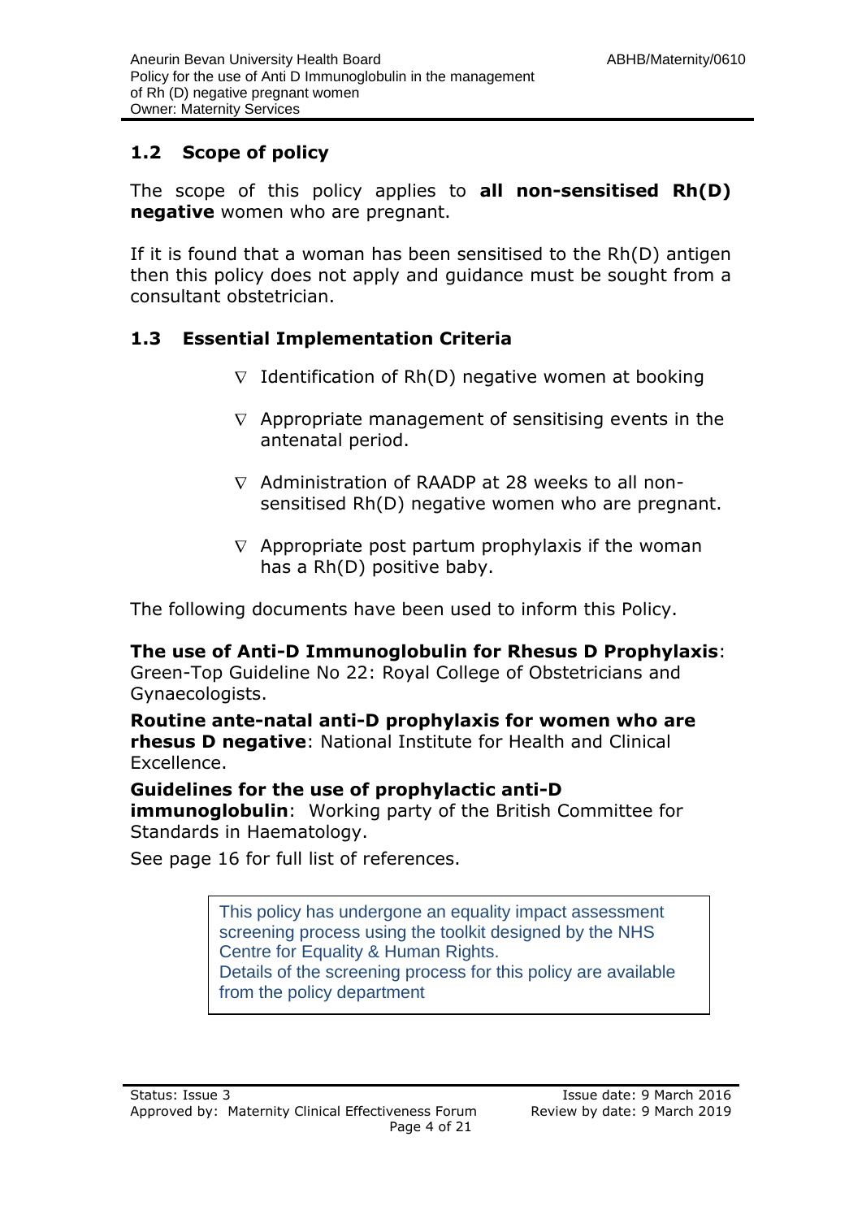## 1.2 Scope of policy

The scope of this policy applies to **all non-sensitised Rh(D) negative** women who are pregnant.

If it is found that a woman has been sensitised to the Rh(D) antigen then this policy does not apply and guidance must be sought from a consultant obstetrician.

## 1.3 Essential Implementation Criteria

- Identification of Rh(D) negative women at booking
- Appropriate management of sensitising events in the antenatal period.
- Administration of RAADP at 28 weeks to all non-sensitised Rh(D) negative women who are pregnant.
- Appropriate post partum prophylaxis if the woman has a Rh(D) positive baby.

The following documents have been used to inform this Policy.

**The use of Anti-D Immunoglobulin for Rhesus D Prophylaxis**: Green-Top Guideline No 22: Royal College of Obstetricians and Gynaecologists.

**Routine ante-natal anti-D prophylaxis for women who are rhesus D negative**: National Institute for Health and Clinical Excellence.

**Guidelines for the use of prophylactic anti-D immunoglobulin**: Working party of the British Committee for Standards in Haematology.

See page 16 for full list of references.

> This policy has undergone an equality impact assessment screening process using the toolkit designed by the NHS Centre for Equality & Human Rights.
> Details of the screening process for this policy are available from the policy department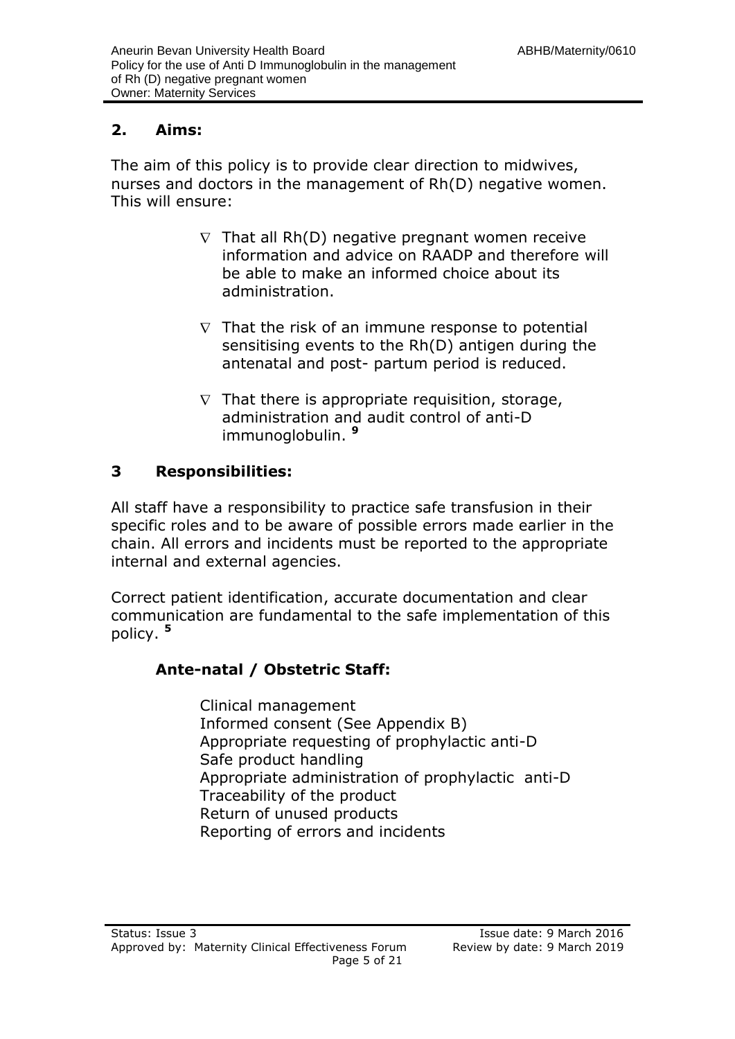## 2. Aims:

The aim of this policy is to provide clear direction to midwives, nurses and doctors in the management of Rh(D) negative women. This will ensure:

- That all Rh(D) negative pregnant women receive information and advice on RAADP and therefore will be able to make an informed choice about its administration.
- That the risk of an immune response to potential sensitising events to the Rh(D) antigen during the antenatal and post- partum period is reduced.
- That there is appropriate requisition, storage, administration and audit control of anti-D immunoglobulin. [9]

## 3 Responsibilities:

All staff have a responsibility to practice safe transfusion in their specific roles and to be aware of possible errors made earlier in the chain. All errors and incidents must be reported to the appropriate internal and external agencies.

Correct patient identification, accurate documentation and clear communication are fundamental to the safe implementation of this policy. [5]

### Ante-natal / Obstetric Staff:

Clinical management
Informed consent (See Appendix B)
Appropriate requesting of prophylactic anti-D
Safe product handling
Appropriate administration of prophylactic anti-D
Traceability of the product
Return of unused products
Reporting of errors and incidents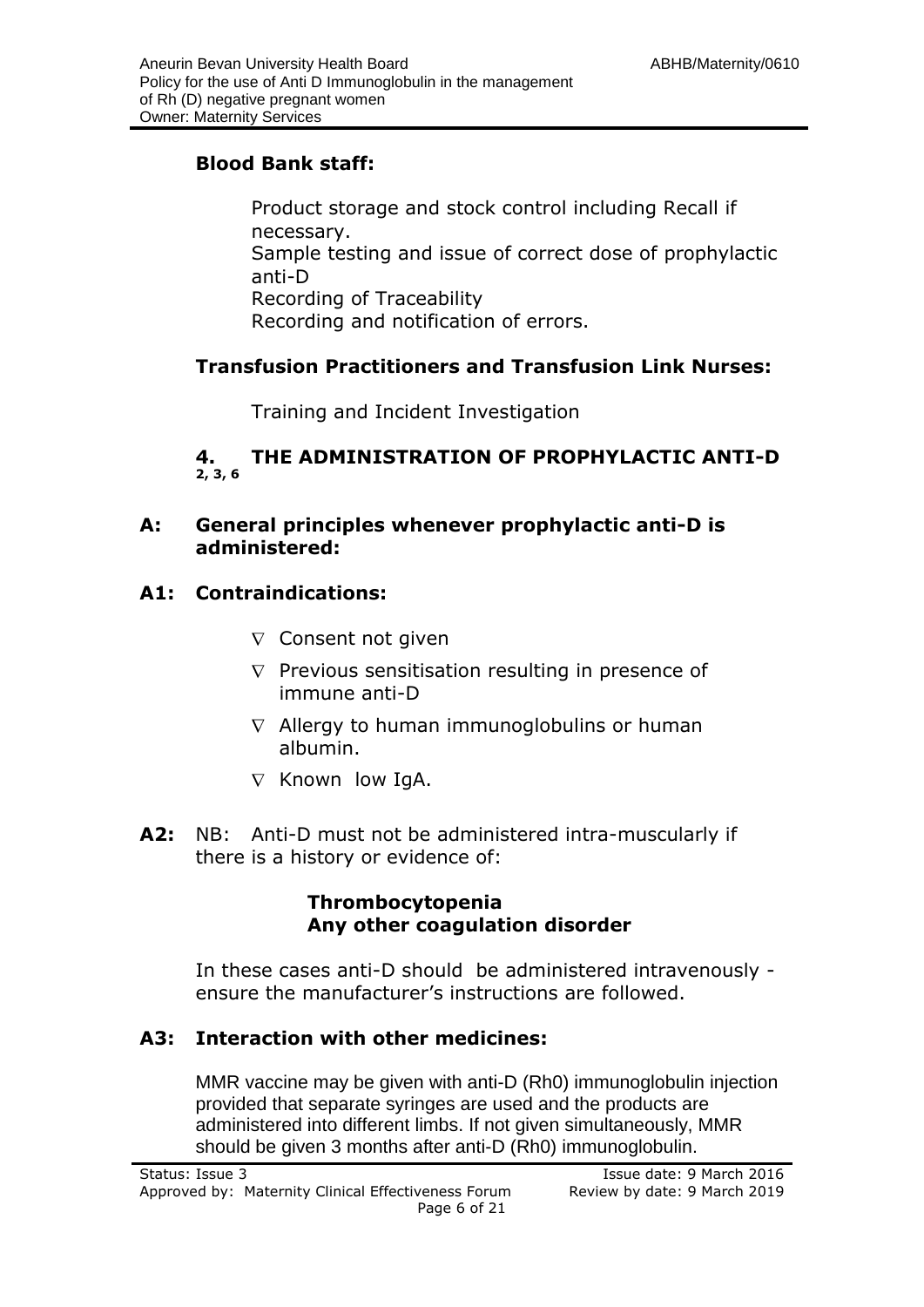**Blood Bank staff:**

Product storage and stock control including Recall if necessary.
Sample testing and issue of correct dose of prophylactic anti-D
Recording of Traceability
Recording and notification of errors.

**Transfusion Practitioners and Transfusion Link Nurses:**

Training and Incident Investigation

## 4. THE ADMINISTRATION OF PROPHYLACTIC ANTI-D [2, 3, 6]

### A: General principles whenever prophylactic anti-D is administered:

### A1: Contraindications:

- Consent not given
- Previous sensitisation resulting in presence of immune anti-D
- Allergy to human immunoglobulins or human albumin.
- Known low IgA.

**A2:** NB: Anti-D must not be administered intra-muscularly if there is a history or evidence of:

**Thrombocytopenia**
**Any other coagulation disorder**

In these cases anti-D should be administered intravenously - ensure the manufacturer's instructions are followed.

### A3: Interaction with other medicines:

MMR vaccine may be given with anti-D (Rh0) immunoglobulin injection provided that separate syringes are used and the products are administered into different limbs. If not given simultaneously, MMR should be given 3 months after anti-D (Rh0) immunoglobulin.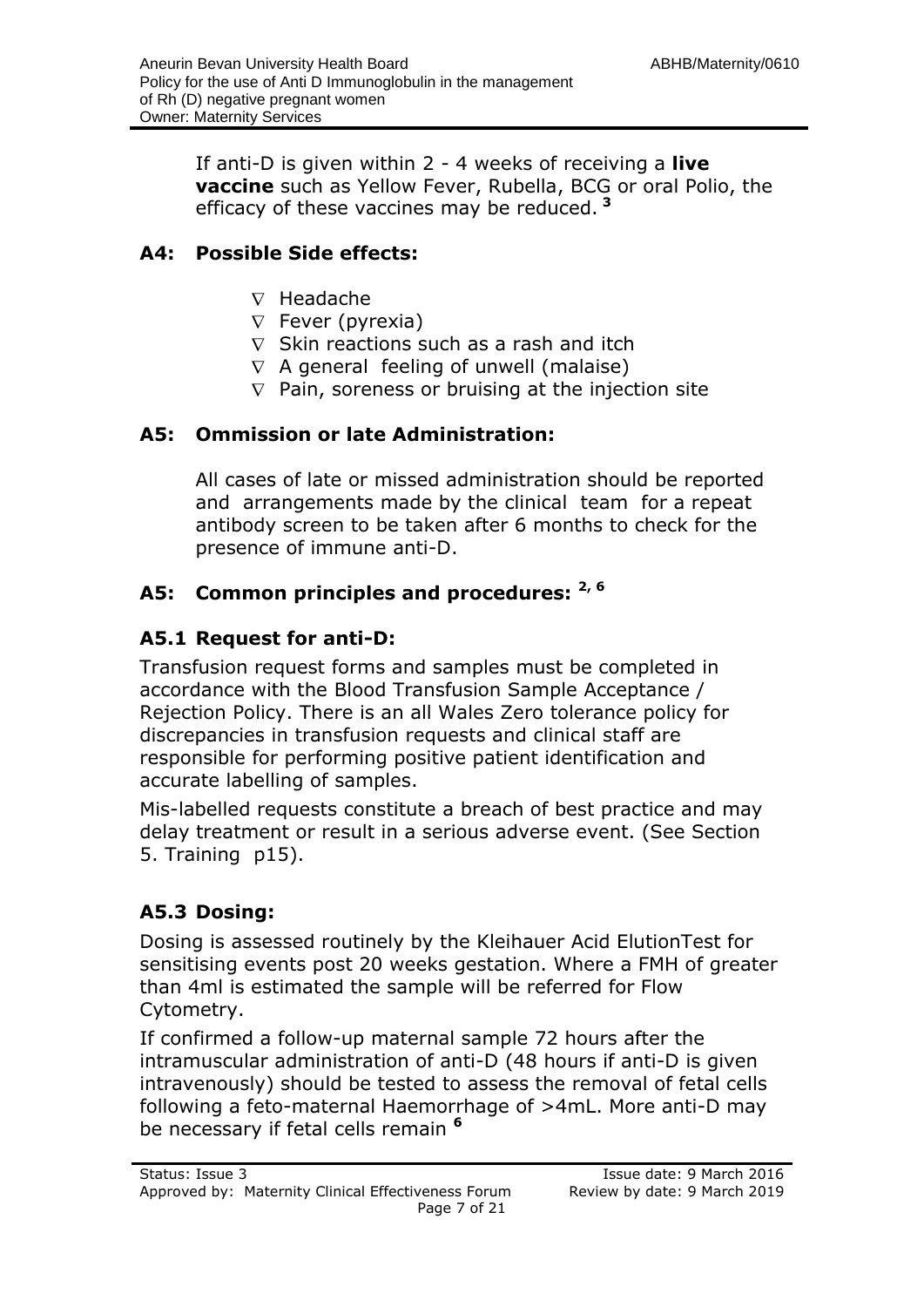If anti-D is given within 2 - 4 weeks of receiving a **live vaccine** such as Yellow Fever, Rubella, BCG or oral Polio, the efficacy of these vaccines may be reduced. [3]

## A4: Possible Side effects:

- Headache
- Fever (pyrexia)
- Skin reactions such as a rash and itch
- A general feeling of unwell (malaise)
- Pain, soreness or bruising at the injection site

## A5: Ommission or late Administration:

All cases of late or missed administration should be reported and arrangements made by the clinical team for a repeat antibody screen to be taken after 6 months to check for the presence of immune anti-D.

## A5: Common principles and procedures: [2, 6]

### A5.1 Request for anti-D:

Transfusion request forms and samples must be completed in accordance with the Blood Transfusion Sample Acceptance / Rejection Policy. There is an all Wales Zero tolerance policy for discrepancies in transfusion requests and clinical staff are responsible for performing positive patient identification and accurate labelling of samples.

Mis-labelled requests constitute a breach of best practice and may delay treatment or result in a serious adverse event. (See Section 5. Training p15).

### A5.3 Dosing:

Dosing is assessed routinely by the Kleihauer Acid ElutionTest for sensitising events post 20 weeks gestation. Where a FMH of greater than 4ml is estimated the sample will be referred for Flow Cytometry.

If confirmed a follow-up maternal sample 72 hours after the intramuscular administration of anti-D (48 hours if anti-D is given intravenously) should be tested to assess the removal of fetal cells following a feto-maternal Haemorrhage of >4mL. More anti-D may be necessary if fetal cells remain [6]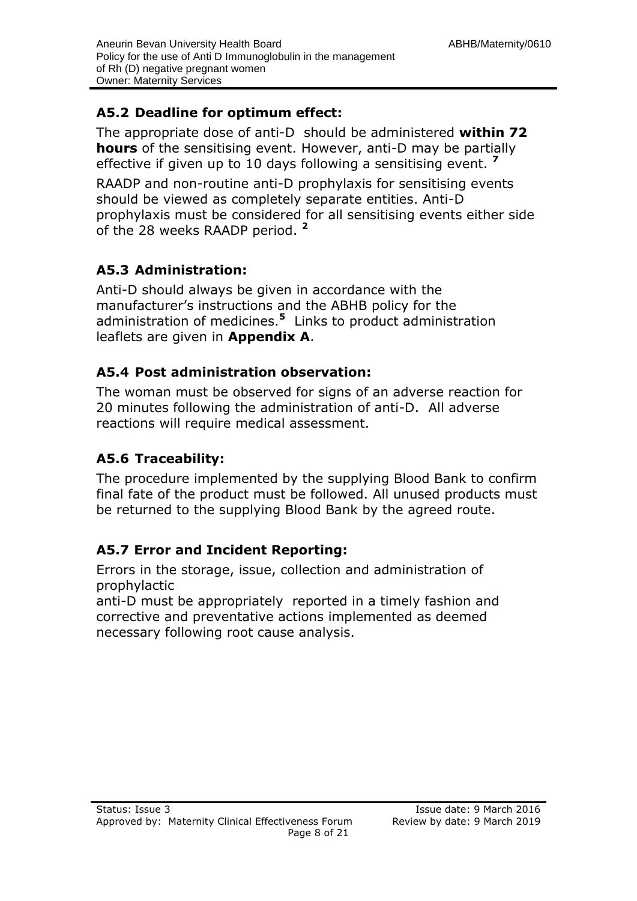### A5.2 Deadline for optimum effect:

The appropriate dose of anti-D should be administered **within 72 hours** of the sensitising event. However, anti-D may be partially effective if given up to 10 days following a sensitising event. [7]

RAADP and non-routine anti-D prophylaxis for sensitising events should be viewed as completely separate entities. Anti-D prophylaxis must be considered for all sensitising events either side of the 28 weeks RAADP period. [2]

### A5.3 Administration:

Anti-D should always be given in accordance with the manufacturer's instructions and the ABHB policy for the administration of medicines.[5] Links to product administration leaflets are given in **Appendix A**.

### A5.4 Post administration observation:

The woman must be observed for signs of an adverse reaction for 20 minutes following the administration of anti-D. All adverse reactions will require medical assessment.

### A5.6 Traceability:

The procedure implemented by the supplying Blood Bank to confirm final fate of the product must be followed. All unused products must be returned to the supplying Blood Bank by the agreed route.

### A5.7 Error and Incident Reporting:

Errors in the storage, issue, collection and administration of prophylactic anti-D must be appropriately reported in a timely fashion and corrective and preventative actions implemented as deemed necessary following root cause analysis.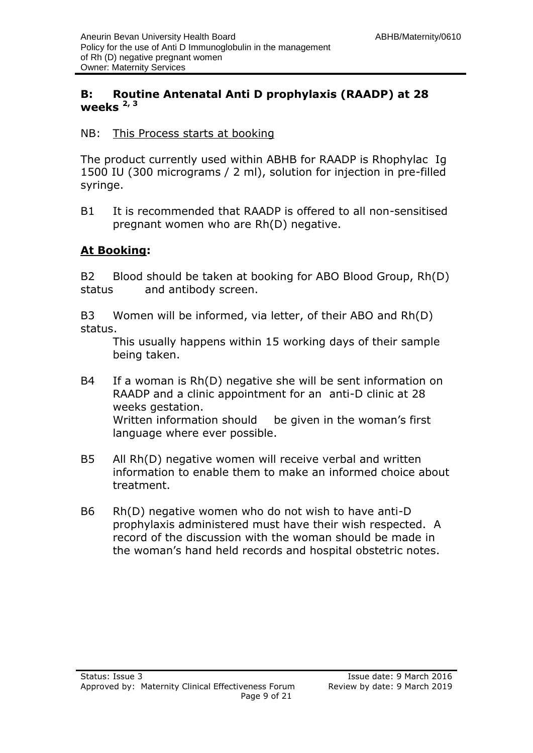## B: Routine Antenatal Anti D prophylaxis (RAADP) at 28 weeks [2, 3]

NB: <u>This Process starts at booking</u>

The product currently used within ABHB for RAADP is Rhophylac Ig 1500 IU (300 micrograms / 2 ml), solution for injection in pre-filled syringe.

B1 It is recommended that RAADP is offered to all non-sensitised pregnant women who are Rh(D) negative.

### <u>At Booking</u>:

B2 Blood should be taken at booking for ABO Blood Group, Rh(D) status and antibody screen.

B3 Women will be informed, via letter, of their ABO and Rh(D) status.
This usually happens within 15 working days of their sample being taken.

B4 If a woman is Rh(D) negative she will be sent information on RAADP and a clinic appointment for an anti-D clinic at 28 weeks gestation.
Written information should be given in the woman's first language where ever possible.

B5 All Rh(D) negative women will receive verbal and written information to enable them to make an informed choice about treatment.

B6 Rh(D) negative women who do not wish to have anti-D prophylaxis administered must have their wish respected. A record of the discussion with the woman should be made in the woman's hand held records and hospital obstetric notes.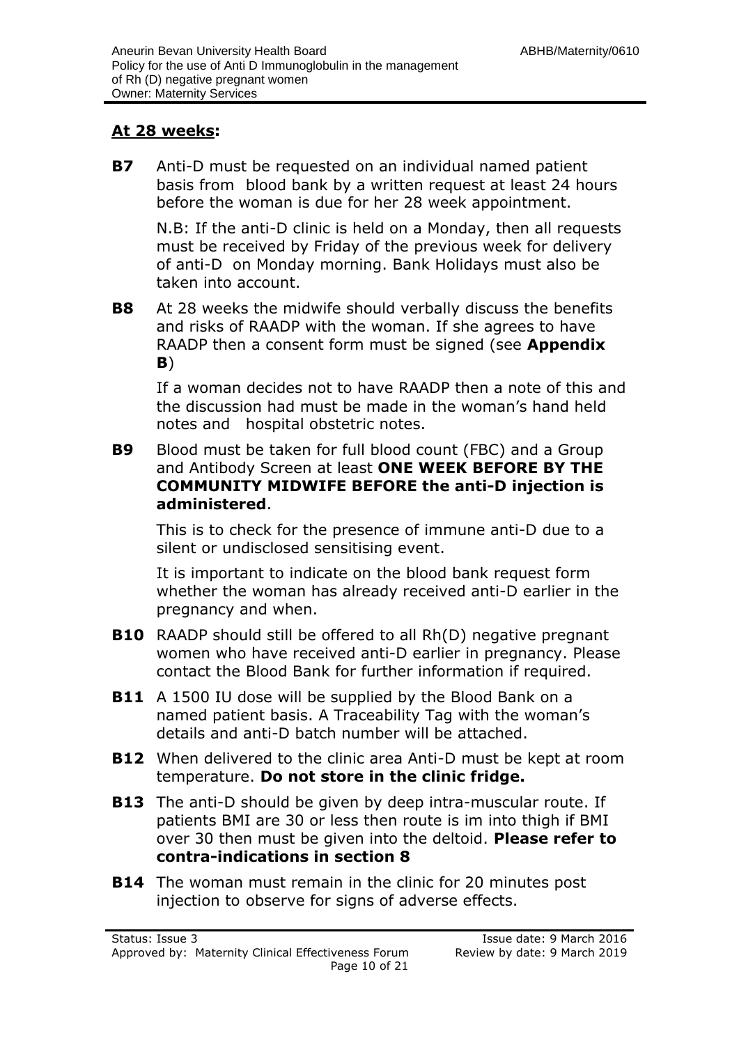**At 28 weeks:**

**B7** Anti-D must be requested on an individual named patient basis from blood bank by a written request at least 24 hours before the woman is due for her 28 week appointment.

N.B: If the anti-D clinic is held on a Monday, then all requests must be received by Friday of the previous week for delivery of anti-D on Monday morning. Bank Holidays must also be taken into account.

**B8** At 28 weeks the midwife should verbally discuss the benefits and risks of RAADP with the woman. If she agrees to have RAADP then a consent form must be signed (see **Appendix B**)

If a woman decides not to have RAADP then a note of this and the discussion had must be made in the woman's hand held notes and hospital obstetric notes.

**B9** Blood must be taken for full blood count (FBC) and a Group and Antibody Screen at least **ONE WEEK BEFORE BY THE COMMUNITY MIDWIFE BEFORE the anti-D injection is administered**.

This is to check for the presence of immune anti-D due to a silent or undisclosed sensitising event.

It is important to indicate on the blood bank request form whether the woman has already received anti-D earlier in the pregnancy and when.

**B10** RAADP should still be offered to all Rh(D) negative pregnant women who have received anti-D earlier in pregnancy. Please contact the Blood Bank for further information if required.

**B11** A 1500 IU dose will be supplied by the Blood Bank on a named patient basis. A Traceability Tag with the woman's details and anti-D batch number will be attached.

**B12** When delivered to the clinic area Anti-D must be kept at room temperature. **Do not store in the clinic fridge.**

**B13** The anti-D should be given by deep intra-muscular route. If patients BMI are 30 or less then route is im into thigh if BMI over 30 then must be given into the deltoid. **Please refer to contra-indications in section 8**

**B14** The woman must remain in the clinic for 20 minutes post injection to observe for signs of adverse effects.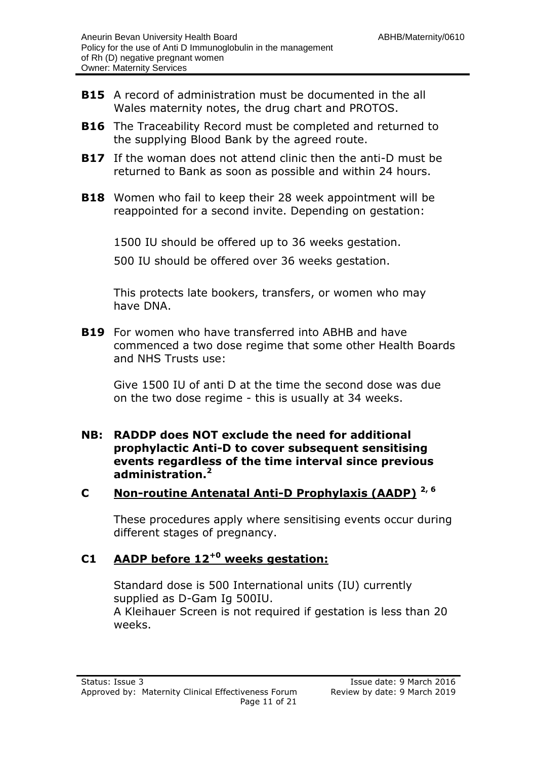**B15** A record of administration must be documented in the all Wales maternity notes, the drug chart and PROTOS.

**B16** The Traceability Record must be completed and returned to the supplying Blood Bank by the agreed route.

**B17** If the woman does not attend clinic then the anti-D must be returned to Bank as soon as possible and within 24 hours.

**B18** Women who fail to keep their 28 week appointment will be reappointed for a second invite. Depending on gestation:

1500 IU should be offered up to 36 weeks gestation.

500 IU should be offered over 36 weeks gestation.

This protects late bookers, transfers, or women who may have DNA.

**B19** For women who have transferred into ABHB and have commenced a two dose regime that some other Health Boards and NHS Trusts use:

Give 1500 IU of anti D at the time the second dose was due on the two dose regime - this is usually at 34 weeks.

**NB: RADDP does NOT exclude the need for additional prophylactic Anti-D to cover subsequent sensitising events regardless of the time interval since previous administration.[2]**

## C Non-routine Antenatal Anti-D Prophylaxis (AADP) [2, 6]

These procedures apply where sensitising events occur during different stages of pregnancy.

## C1 AADP before $12^{+0}$ weeks gestation:

Standard dose is 500 International units (IU) currently supplied as D-Gam Ig 500IU.
A Kleihauer Screen is not required if gestation is less than 20 weeks.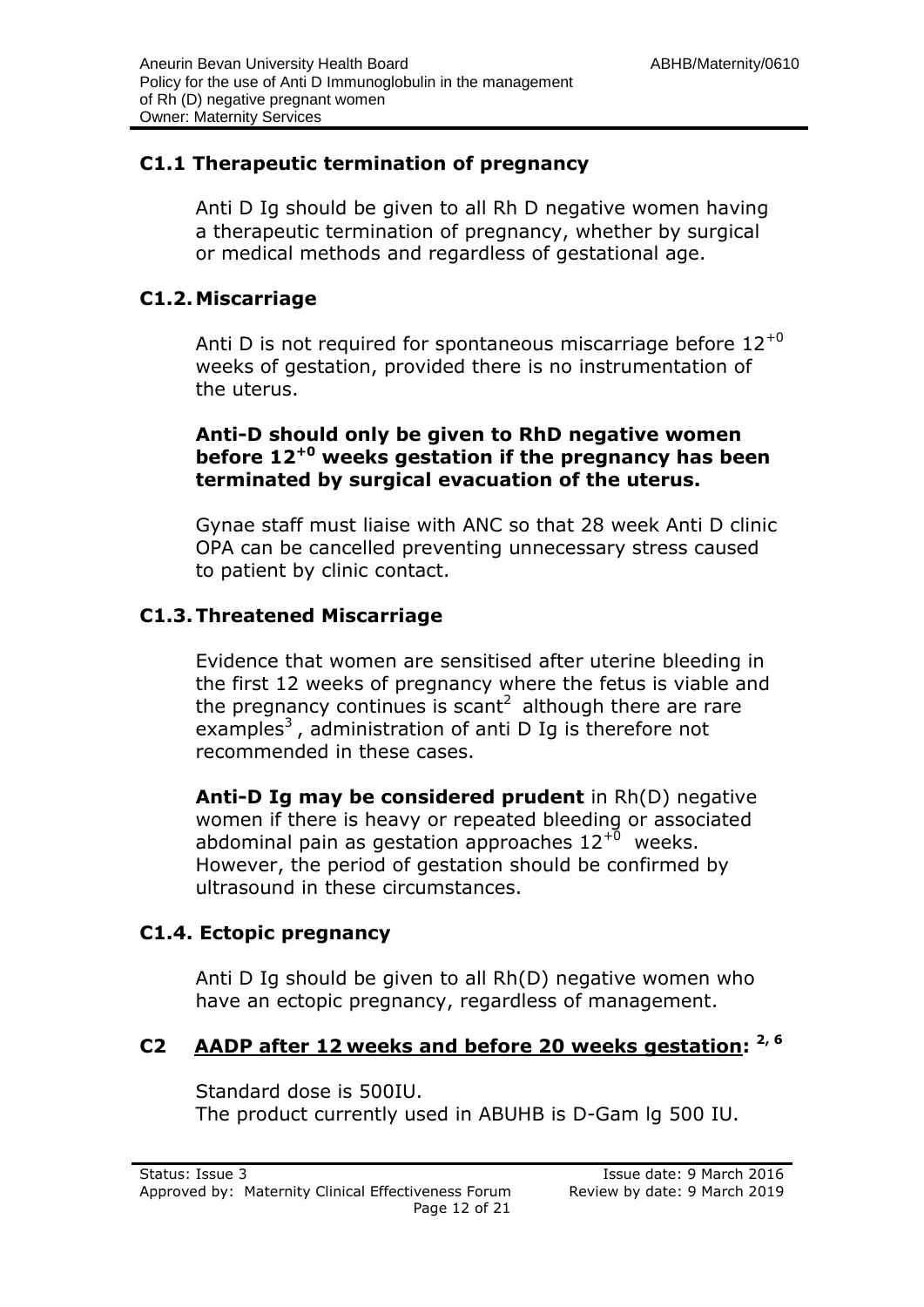## C1.1 Therapeutic termination of pregnancy

Anti D Ig should be given to all Rh D negative women having a therapeutic termination of pregnancy, whether by surgical or medical methods and regardless of gestational age.

## C1.2. Miscarriage

Anti D is not required for spontaneous miscarriage before $12^{+0}$ weeks of gestation, provided there is no instrumentation of the uterus.

**Anti-D should only be given to RhD negative women before $12^{+0}$ weeks gestation if the pregnancy has been terminated by surgical evacuation of the uterus.**

Gynae staff must liaise with ANC so that 28 week Anti D clinic OPA can be cancelled preventing unnecessary stress caused to patient by clinic contact.

## C1.3. Threatened Miscarriage

Evidence that women are sensitised after uterine bleeding in the first 12 weeks of pregnancy where the fetus is viable and the pregnancy continues is scant[2] although there are rare examples[3], administration of anti D Ig is therefore not recommended in these cases.

**Anti-D Ig may be considered prudent** in Rh(D) negative women if there is heavy or repeated bleeding or associated abdominal pain as gestation approaches $12^{+0}$ weeks. However, the period of gestation should be confirmed by ultrasound in these circumstances.

## C1.4. Ectopic pregnancy

Anti D Ig should be given to all Rh(D) negative women who have an ectopic pregnancy, regardless of management.

## C2 AADP after 12 weeks and before 20 weeks gestation: [2, 6]

Standard dose is 500IU.
The product currently used in ABUHB is D-Gam lg 500 IU.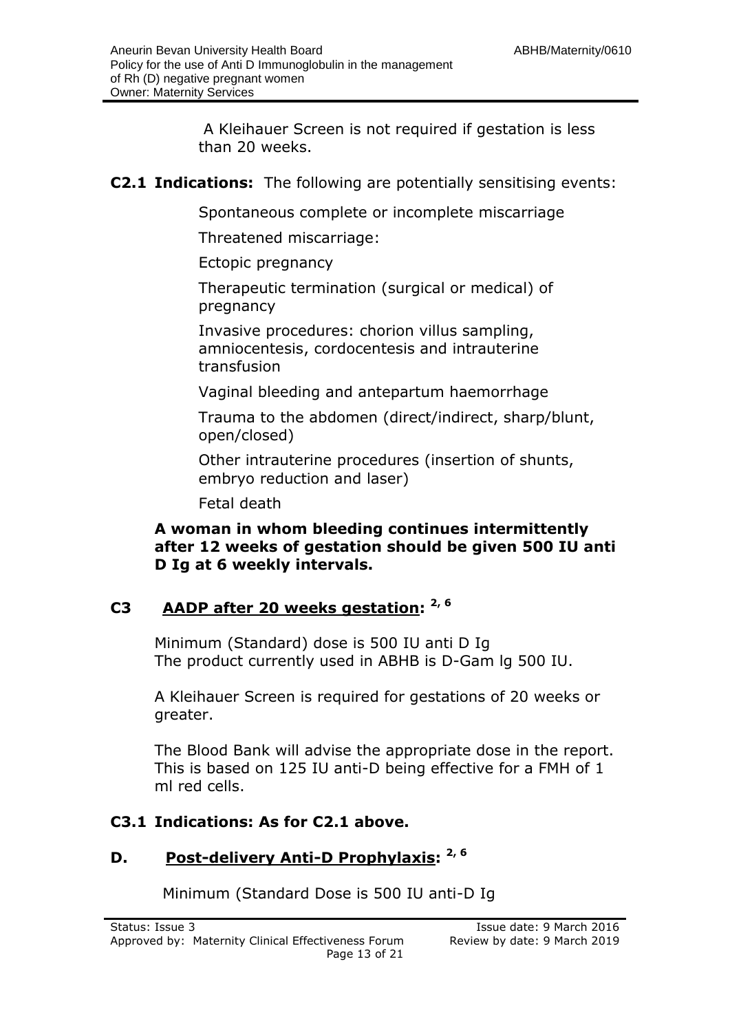A Kleihauer Screen is not required if gestation is less than 20 weeks.

**C2.1 Indications:** The following are potentially sensitising events:

Spontaneous complete or incomplete miscarriage

Threatened miscarriage:

Ectopic pregnancy

Therapeutic termination (surgical or medical) of pregnancy

Invasive procedures: chorion villus sampling, amniocentesis, cordocentesis and intrauterine transfusion

Vaginal bleeding and antepartum haemorrhage

Trauma to the abdomen (direct/indirect, sharp/blunt, open/closed)

Other intrauterine procedures (insertion of shunts, embryo reduction and laser)

Fetal death

**A woman in whom bleeding continues intermittently after 12 weeks of gestation should be given 500 IU anti D Ig at 6 weekly intervals.**

## C3 AADP after 20 weeks gestation: [2, 6]

Minimum (Standard) dose is 500 IU anti D Ig
The product currently used in ABHB is D-Gam lg 500 IU.

A Kleihauer Screen is required for gestations of 20 weeks or greater.

The Blood Bank will advise the appropriate dose in the report. This is based on 125 IU anti-D being effective for a FMH of 1 ml red cells.

**C3.1 Indications: As for C2.1 above.**

## D. Post-delivery Anti-D Prophylaxis: [2, 6]

Minimum (Standard Dose is 500 IU anti-D Ig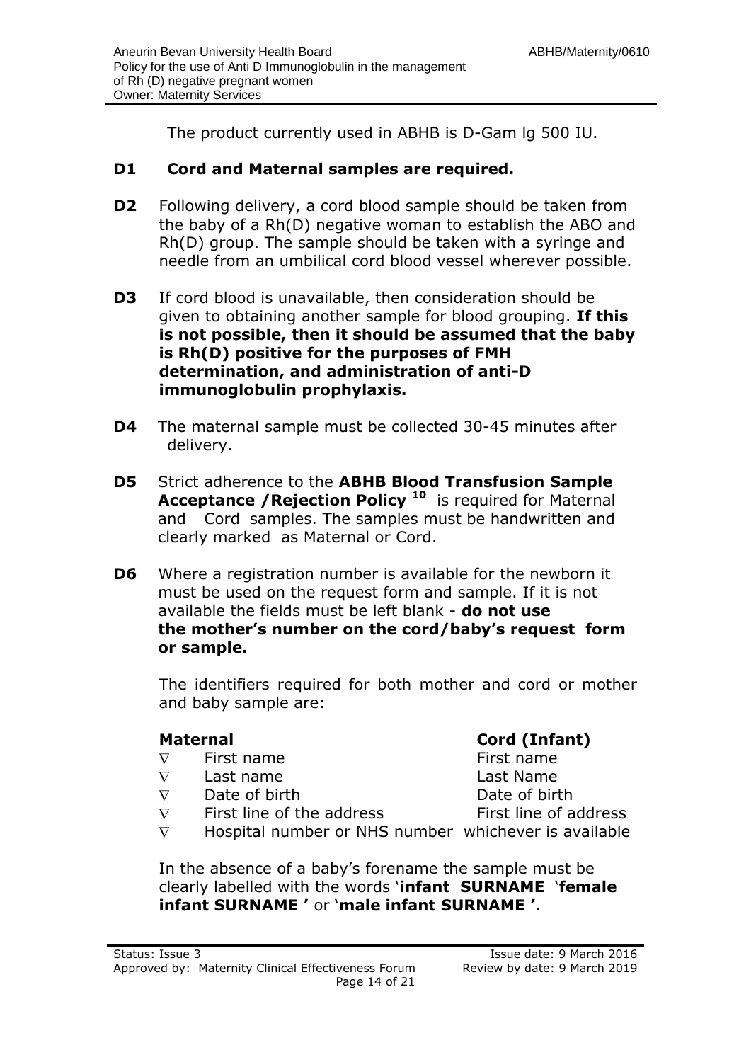The product currently used in ABHB is D-Gam lg 500 IU.

**D1 Cord and Maternal samples are required.**

**D2** Following delivery, a cord blood sample should be taken from the baby of a Rh(D) negative woman to establish the ABO and Rh(D) group. The sample should be taken with a syringe and needle from an umbilical cord blood vessel wherever possible.

**D3** If cord blood is unavailable, then consideration should be given to obtaining another sample for blood grouping. **If this is not possible, then it should be assumed that the baby is Rh(D) positive for the purposes of FMH determination, and administration of anti-D immunoglobulin prophylaxis.**

**D4** The maternal sample must be collected 30-45 minutes after delivery.

**D5** Strict adherence to the **ABHB Blood Transfusion Sample Acceptance /Rejection Policy [10]** is required for Maternal and Cord samples. The samples must be handwritten and clearly marked as Maternal or Cord.

**D6** Where a registration number is available for the newborn it must be used on the request form and sample. If it is not available the fields must be left blank - **do not use the mother's number on the cord/baby's request form or sample.**

The identifiers required for both mother and cord or mother and baby sample are:

| **Maternal** | **Cord (Infant)** |
|---|---|
| First name | First name |
| Last name | Last Name |
| Date of birth | Date of birth |
| First line of the address | First line of address |
| Hospital number or NHS number | whichever is available |

In the absence of a baby's forename the sample must be clearly labelled with the words '**infant SURNAME** '**female infant SURNAME '** or '**male infant SURNAME '**.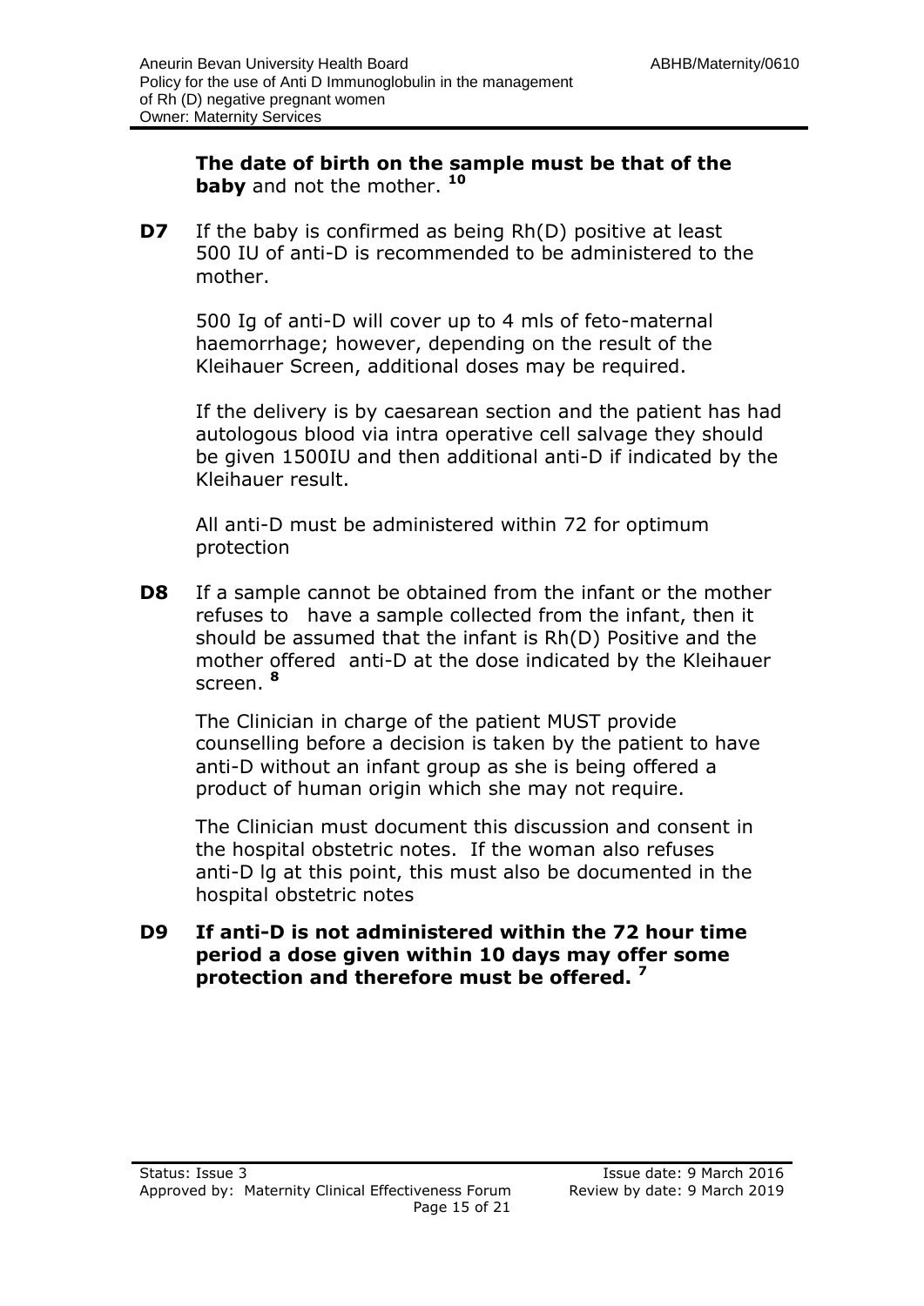**The date of birth on the sample must be that of the baby** and not the mother. [10]

**D7** If the baby is confirmed as being Rh(D) positive at least 500 IU of anti-D is recommended to be administered to the mother.

500 Ig of anti-D will cover up to 4 mls of feto-maternal haemorrhage; however, depending on the result of the Kleihauer Screen, additional doses may be required.

If the delivery is by caesarean section and the patient has had autologous blood via intra operative cell salvage they should be given 1500IU and then additional anti-D if indicated by the Kleihauer result.

All anti-D must be administered within 72 for optimum protection

**D8** If a sample cannot be obtained from the infant or the mother refuses to have a sample collected from the infant, then it should be assumed that the infant is Rh(D) Positive and the mother offered anti-D at the dose indicated by the Kleihauer screen. [8]

The Clinician in charge of the patient MUST provide counselling before a decision is taken by the patient to have anti-D without an infant group as she is being offered a product of human origin which she may not require.

The Clinician must document this discussion and consent in the hospital obstetric notes. If the woman also refuses anti-D lg at this point, this must also be documented in the hospital obstetric notes

**D9 If anti-D is not administered within the 72 hour time period a dose given within 10 days may offer some protection and therefore must be offered.** [7]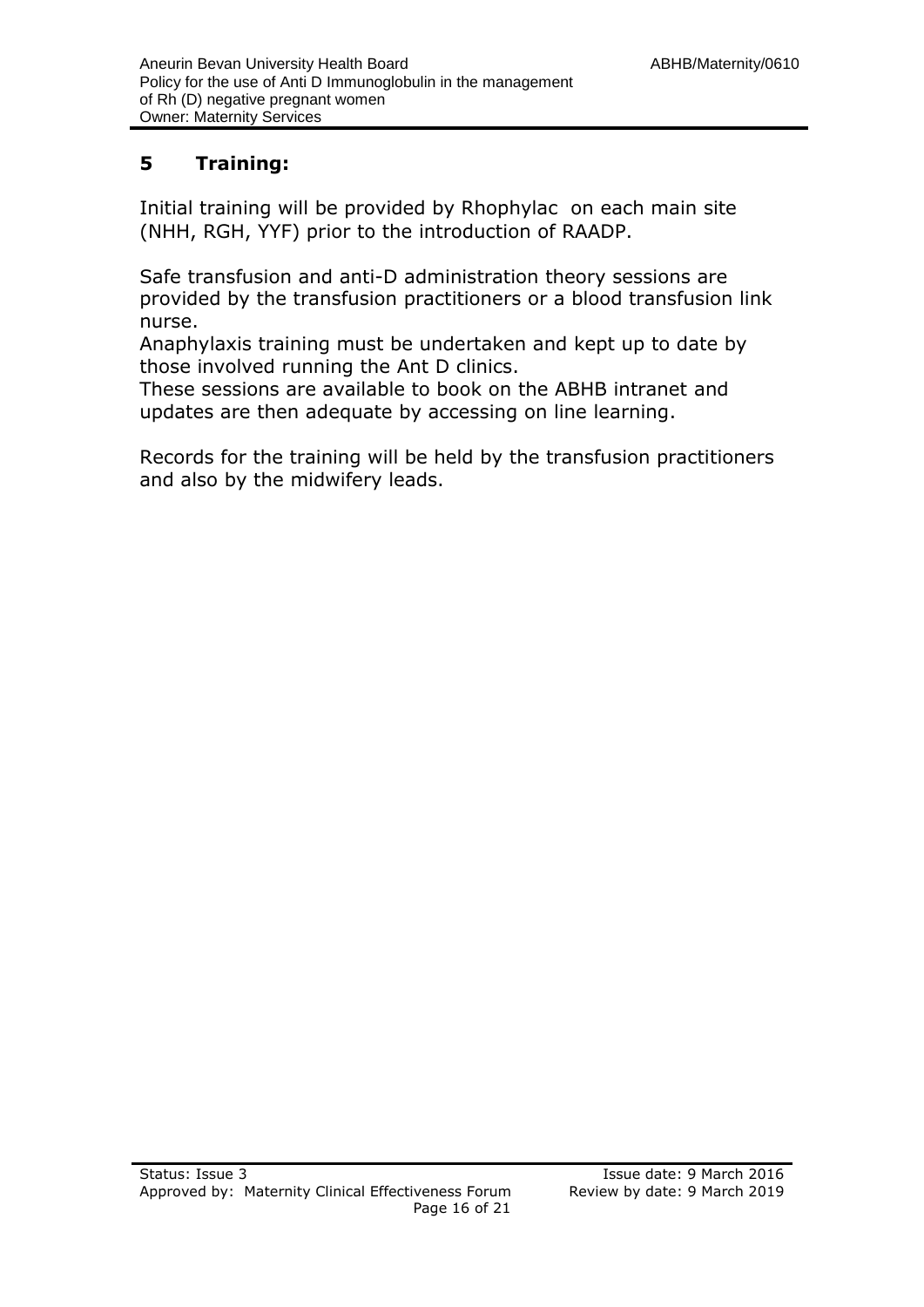## 5 Training:

Initial training will be provided by Rhophylac on each main site (NHH, RGH, YYF) prior to the introduction of RAADP.

Safe transfusion and anti-D administration theory sessions are provided by the transfusion practitioners or a blood transfusion link nurse.
Anaphylaxis training must be undertaken and kept up to date by those involved running the Ant D clinics.
These sessions are available to book on the ABHB intranet and updates are then adequate by accessing on line learning.

Records for the training will be held by the transfusion practitioners and also by the midwifery leads.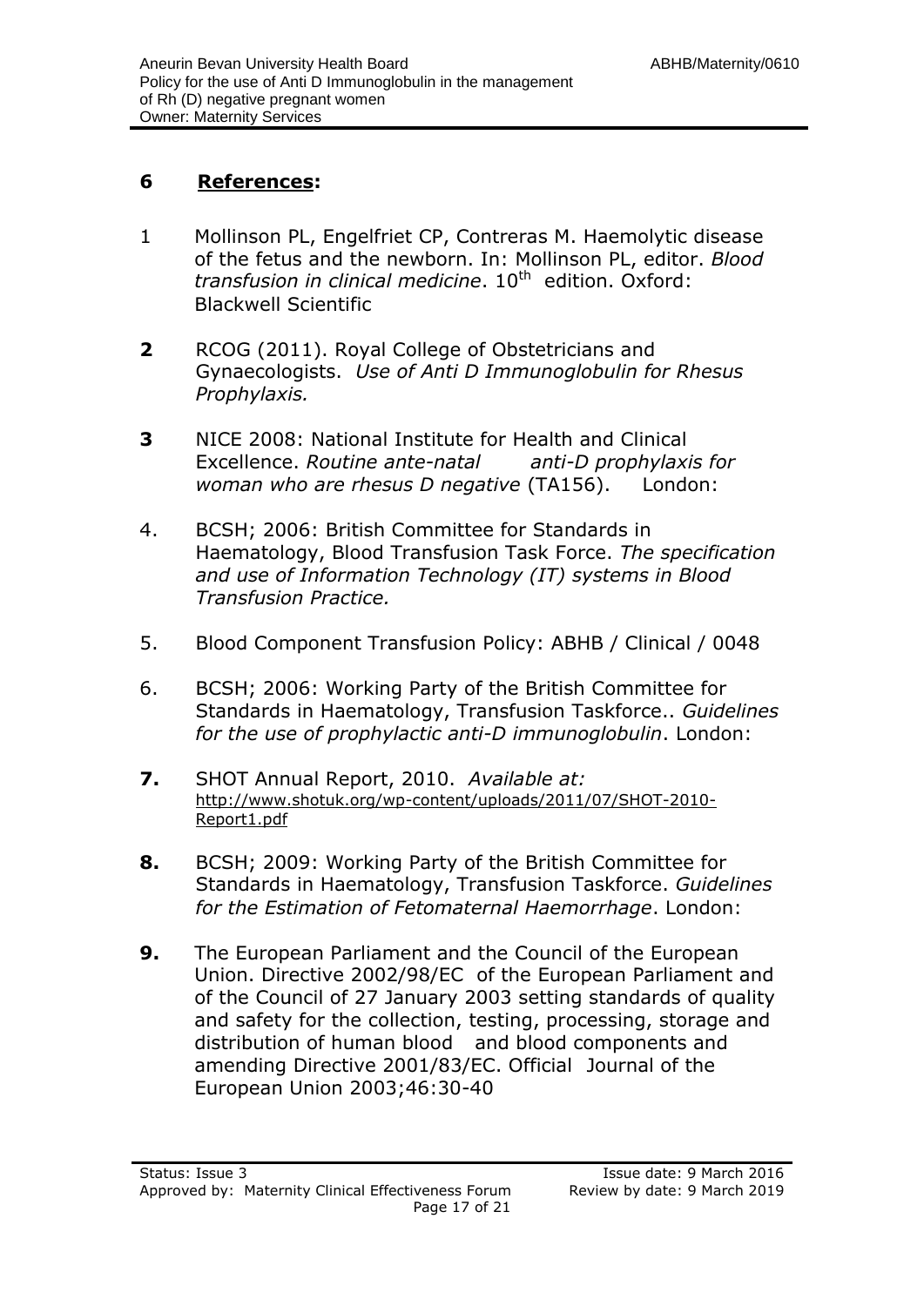## 6 References:

1. Mollinson PL, Engelfriet CP, Contreras M. Haemolytic disease of the fetus and the newborn. In: Mollinson PL, editor. *Blood transfusion in clinical medicine*. 10th edition. Oxford: Blackwell Scientific

2. RCOG (2011). Royal College of Obstetricians and Gynaecologists. *Use of Anti D Immunoglobulin for Rhesus Prophylaxis.*

3. NICE 2008: National Institute for Health and Clinical Excellence. *Routine ante-natal anti-D prophylaxis for woman who are rhesus D negative* (TA156). London:

4. BCSH; 2006: British Committee for Standards in Haematology, Blood Transfusion Task Force. *The specification and use of Information Technology (IT) systems in Blood Transfusion Practice.*

5. Blood Component Transfusion Policy: ABHB / Clinical / 0048

6. BCSH; 2006: Working Party of the British Committee for Standards in Haematology, Transfusion Taskforce.. *Guidelines for the use of prophylactic anti-D immunoglobulin*. London:

7. SHOT Annual Report, 2010. *Available at:* http://www.shotuk.org/wp-content/uploads/2011/07/SHOT-2010-Report1.pdf

8. BCSH; 2009: Working Party of the British Committee for Standards in Haematology, Transfusion Taskforce. *Guidelines for the Estimation of Fetomaternal Haemorrhage*. London:

9. The European Parliament and the Council of the European Union. Directive 2002/98/EC of the European Parliament and of the Council of 27 January 2003 setting standards of quality and safety for the collection, testing, processing, storage and distribution of human blood and blood components and amending Directive 2001/83/EC. Official Journal of the European Union 2003;46:30-40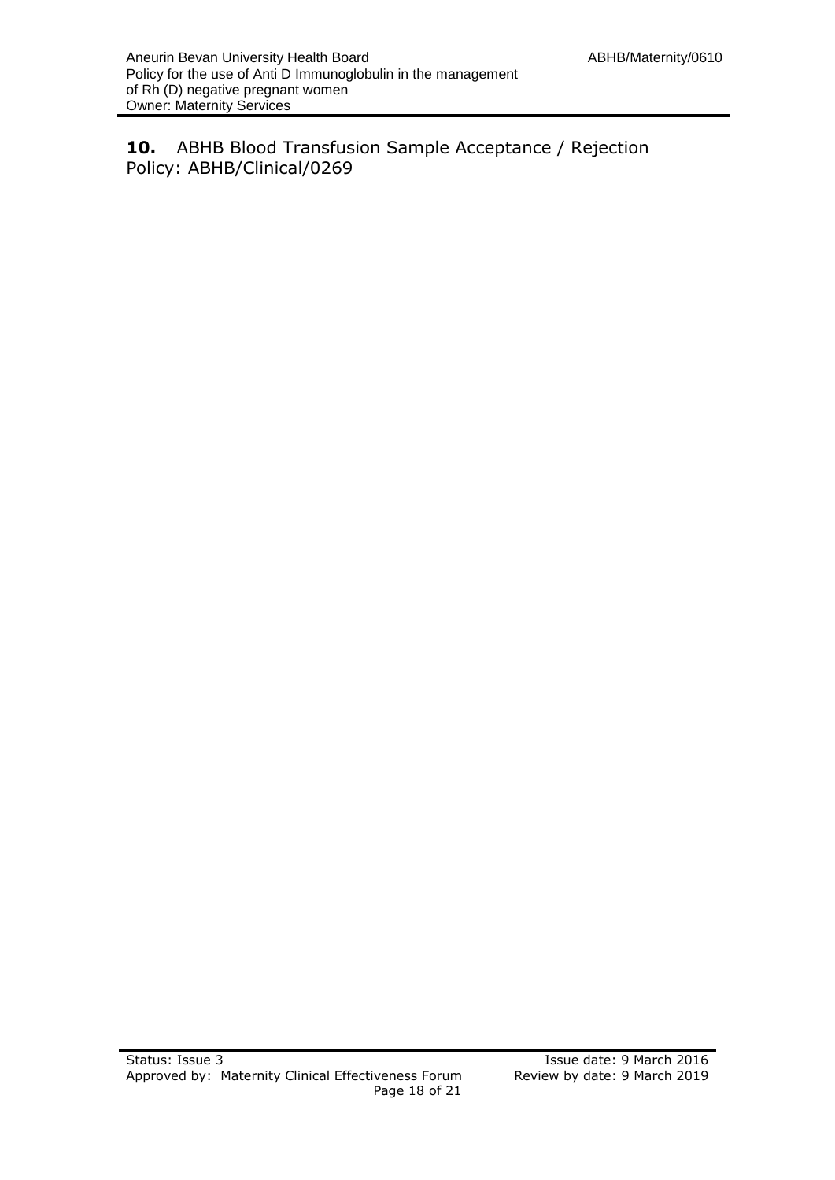## **10.** ABHB Blood Transfusion Sample Acceptance / Rejection Policy: ABHB/Clinical/0269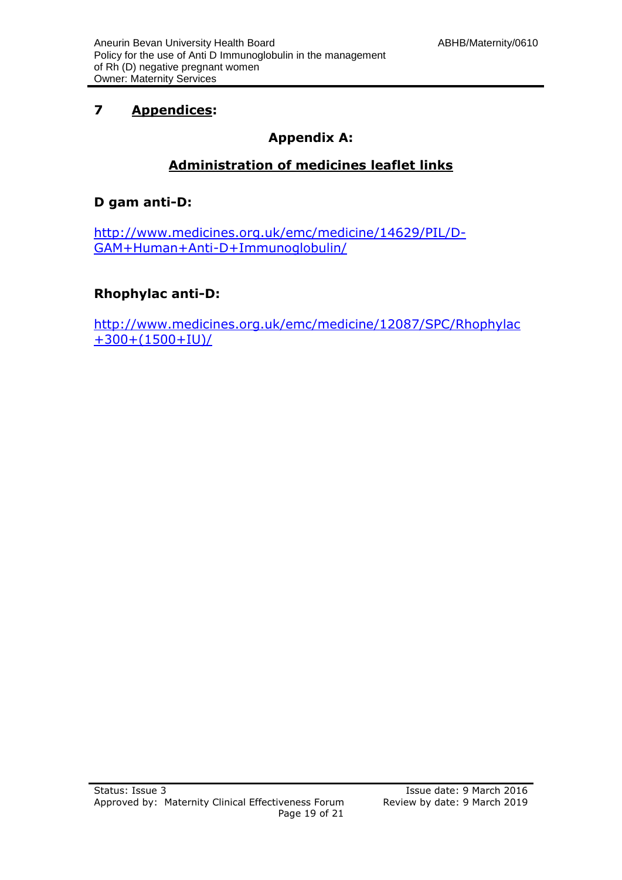## 7 Appendices:

### Appendix A:

### Administration of medicines leaflet links

**D gam anti-D:**

http://www.medicines.org.uk/emc/medicine/14629/PIL/D-GAM+Human+Anti-D+Immunoglobulin/

**Rhophylac anti-D:**

http://www.medicines.org.uk/emc/medicine/12087/SPC/Rhophylac+300+(1500+IU)/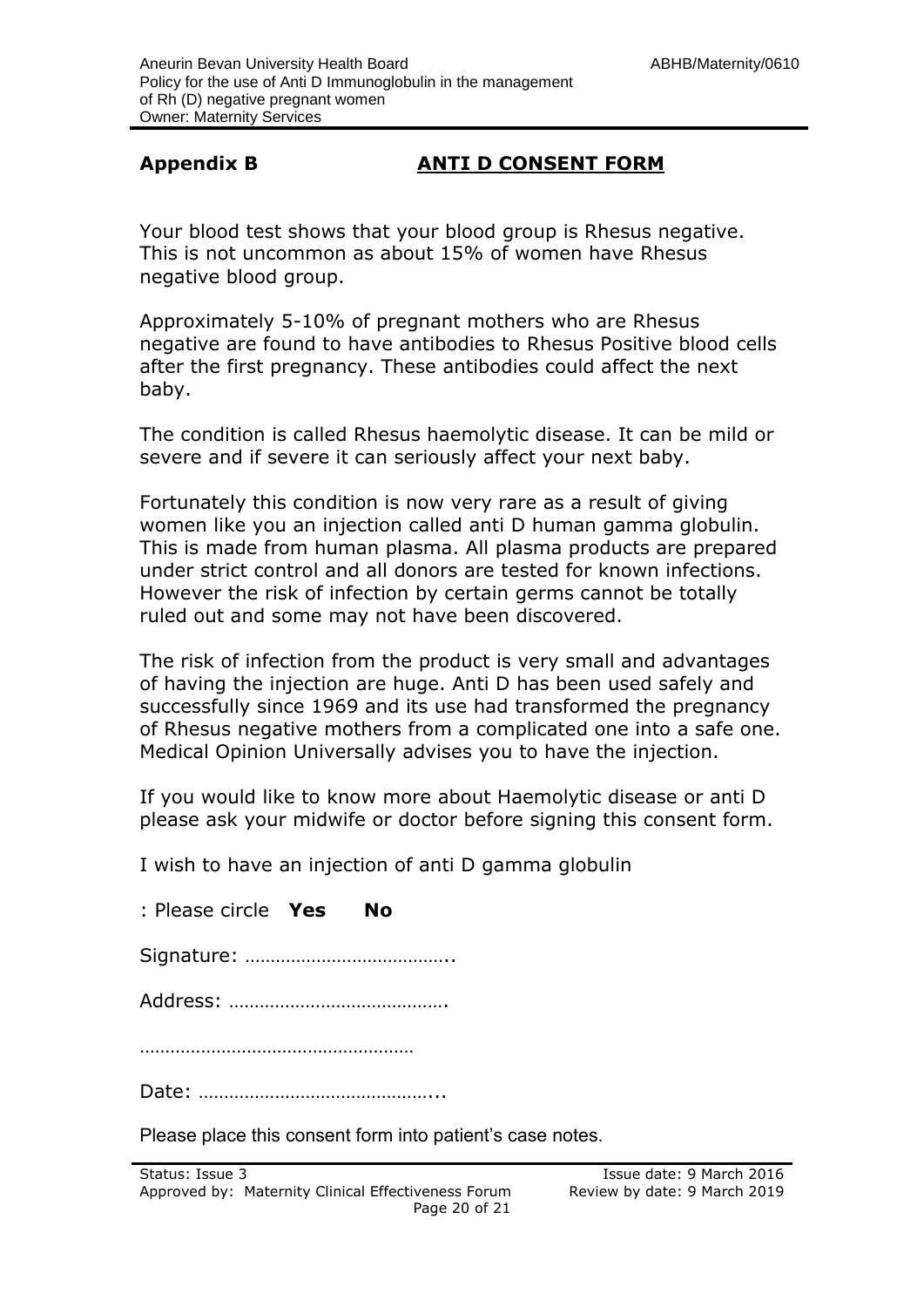## Appendix B **ANTI D CONSENT FORM**

Your blood test shows that your blood group is Rhesus negative. This is not uncommon as about 15% of women have Rhesus negative blood group.

Approximately 5-10% of pregnant mothers who are Rhesus negative are found to have antibodies to Rhesus Positive blood cells after the first pregnancy. These antibodies could affect the next baby.

The condition is called Rhesus haemolytic disease. It can be mild or severe and if severe it can seriously affect your next baby.

Fortunately this condition is now very rare as a result of giving women like you an injection called anti D human gamma globulin. This is made from human plasma. All plasma products are prepared under strict control and all donors are tested for known infections. However the risk of infection by certain germs cannot be totally ruled out and some may not have been discovered.

The risk of infection from the product is very small and advantages of having the injection are huge. Anti D has been used safely and successfully since 1969 and its use had transformed the pregnancy of Rhesus negative mothers from a complicated one into a safe one. Medical Opinion Universally advises you to have the injection.

If you would like to know more about Haemolytic disease or anti D please ask your midwife or doctor before signing this consent form.

I wish to have an injection of anti D gamma globulin

: Please circle **Yes** **No**

Signature: …………………………………..

Address: …………………………………….

………………………………………………

Date: ………………………………………...

Please place this consent form into patient's case notes.

Status: Issue 3
Approved by: Maternity Clinical Effectiveness Forum
Issue date: 9 March 2016
Review by date: 9 March 2019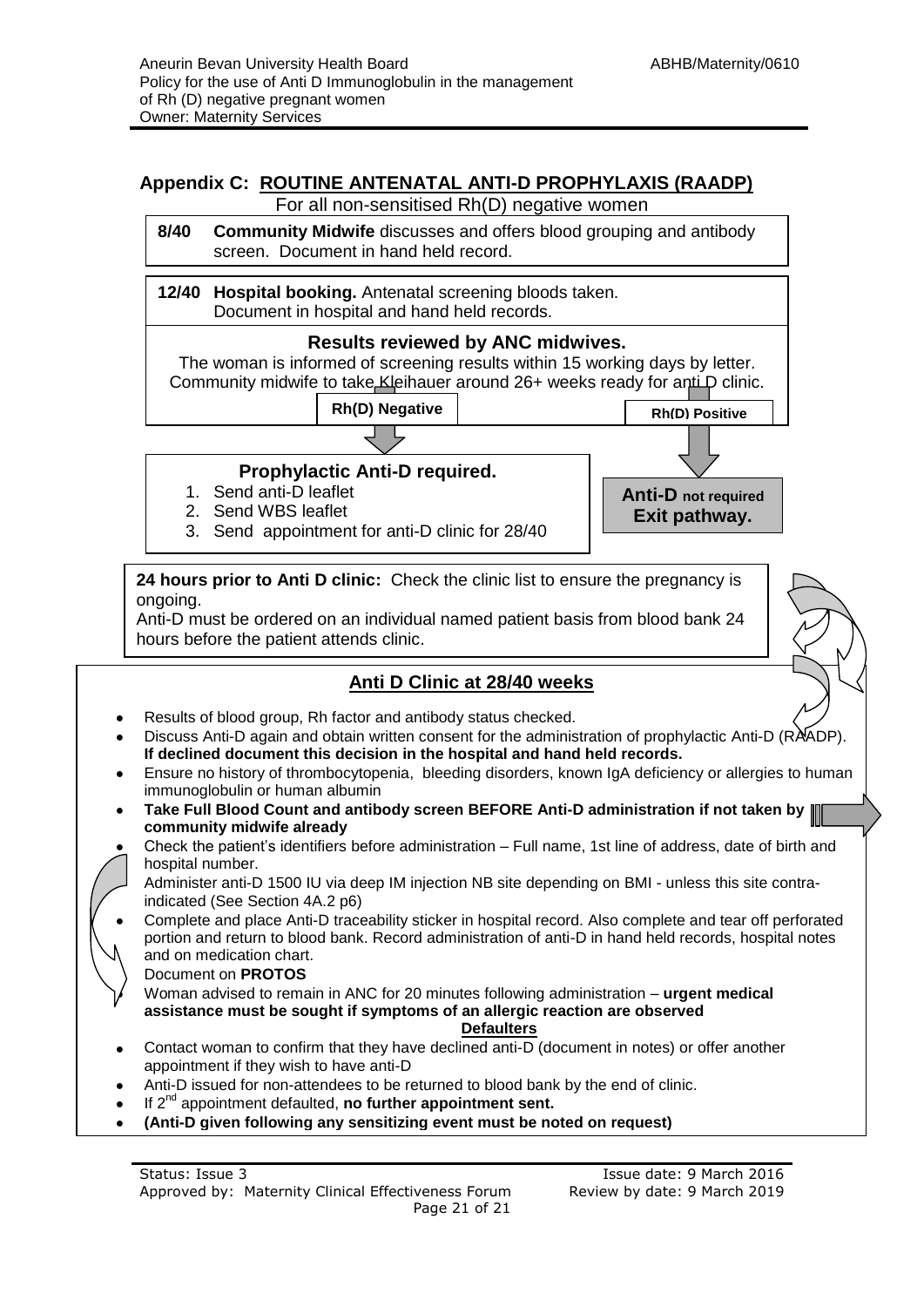## Appendix C: ROUTINE ANTENATAL ANTI-D PROPHYLAXIS (RAADP)

For all non-sensitised Rh(D) negative women

**8/40** **Community Midwife** discusses and offers blood grouping and antibody screen. Document in hand held record.

**12/40** **Hospital booking.** Antenatal screening bloods taken. Document in hospital and hand held records.

**Results reviewed by ANC midwives.**

The woman is informed of screening results within 15 working days by letter. Community midwife to take Kleihauer around 26+ weeks ready for anti D clinic.

**Rh(D) Negative**

**Prophylactic Anti-D required.**

1. Send anti-D leaflet
2. Send WBS leaflet
3. Send appointment for anti-D clinic for 28/40

**Rh(D) Positive**

**Anti-D not required**
**Exit pathway.**

**24 hours prior to Anti D clinic:** Check the clinic list to ensure the pregnancy is ongoing.

Anti-D must be ordered on an individual named patient basis from blood bank 24 hours before the patient attends clinic.

### Anti D Clinic at 28/40 weeks

- Results of blood group, Rh factor and antibody status checked.
- Discuss Anti-D again and obtain written consent for the administration of prophylactic Anti-D (RAADP). **If declined document this decision in the hospital and hand held records.**
- Ensure no history of thrombocytopenia, bleeding disorders, known IgA deficiency or allergies to human immunoglobulin or human albumin
- **Take Full Blood Count and antibody screen BEFORE Anti-D administration if not taken by community midwife already**
- Check the patient's identifiers before administration – Full name, 1st line of address, date of birth and hospital number.
- Administer anti-D 1500 IU via deep IM injection NB site depending on BMI - unless this site contra-indicated (See Section 4A.2 p6)
- Complete and place Anti-D traceability sticker in hospital record. Also complete and tear off perforated portion and return to blood bank. Record administration of anti-D in hand held records, hospital notes and on medication chart.
- Document on **PROTOS**
- Woman advised to remain in ANC for 20 minutes following administration – **urgent medical assistance must be sought if symptoms of an allergic reaction are observed**

**Defaulters**

- Contact woman to confirm that they have declined anti-D (document in notes) or offer another appointment if they wish to have anti-D
- Anti-D issued for non-attendees to be returned to blood bank by the end of clinic.
- If 2nd appointment defaulted, **no further appointment sent.**
- **(Anti-D given following any sensitizing event must be noted on request)**